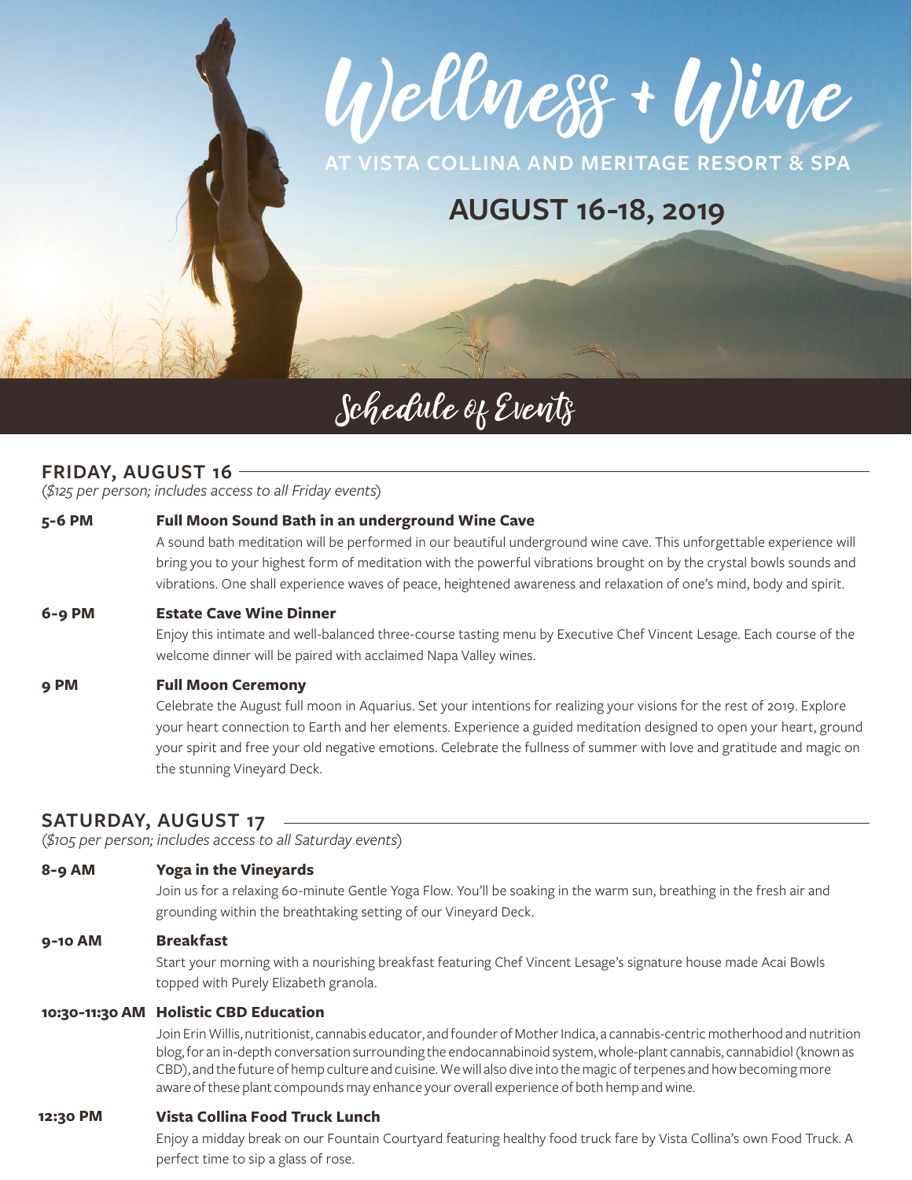# Wellness + Wine

## AT VISTA COLLINA AND MERITAGE RESORT & SPA

## AUGUST 16-18, 2019

# Schedule of Events

## FRIDAY, AUGUST 16

*($125 per person; includes access to all Friday events)*

**5-6 PM** — **Full Moon Sound Bath in an underground Wine Cave**

A sound bath meditation will be performed in our beautiful underground wine cave. This unforgettable experience will bring you to your highest form of meditation with the powerful vibrations brought on by the crystal bowls sounds and vibrations. One shall experience waves of peace, heightened awareness and relaxation of one's mind, body and spirit.

**6-9 PM** — **Estate Cave Wine Dinner**

Enjoy this intimate and well-balanced three-course tasting menu by Executive Chef Vincent Lesage. Each course of the welcome dinner will be paired with acclaimed Napa Valley wines.

**9 PM** — **Full Moon Ceremony**

Celebrate the August full moon in Aquarius. Set your intentions for realizing your visions for the rest of 2019. Explore your heart connection to Earth and her elements. Experience a guided meditation designed to open your heart, ground your spirit and free your old negative emotions. Celebrate the fullness of summer with love and gratitude and magic on the stunning Vineyard Deck.

## SATURDAY, AUGUST 17

*($105 per person; includes access to all Saturday events)*

**8-9 AM** — **Yoga in the Vineyards**

Join us for a relaxing 60-minute Gentle Yoga Flow. You'll be soaking in the warm sun, breathing in the fresh air and grounding within the breathtaking setting of our Vineyard Deck.

**9-10 AM** — **Breakfast**

Start your morning with a nourishing breakfast featuring Chef Vincent Lesage's signature house made Acai Bowls topped with Purely Elizabeth granola.

**10:30-11:30 AM** — **Holistic CBD Education**

Join Erin Willis, nutritionist, cannabis educator, and founder of Mother Indica, a cannabis-centric motherhood and nutrition blog, for an in-depth conversation surrounding the endocannabinoid system, whole-plant cannabis, cannabidiol (known as CBD), and the future of hemp culture and cuisine. We will also dive into the magic of terpenes and how becoming more aware of these plant compounds may enhance your overall experience of both hemp and wine.

**12:30 PM** — **Vista Collina Food Truck Lunch**

Enjoy a midday break on our Fountain Courtyard featuring healthy food truck fare by Vista Collina's own Food Truck. A perfect time to sip a glass of rose.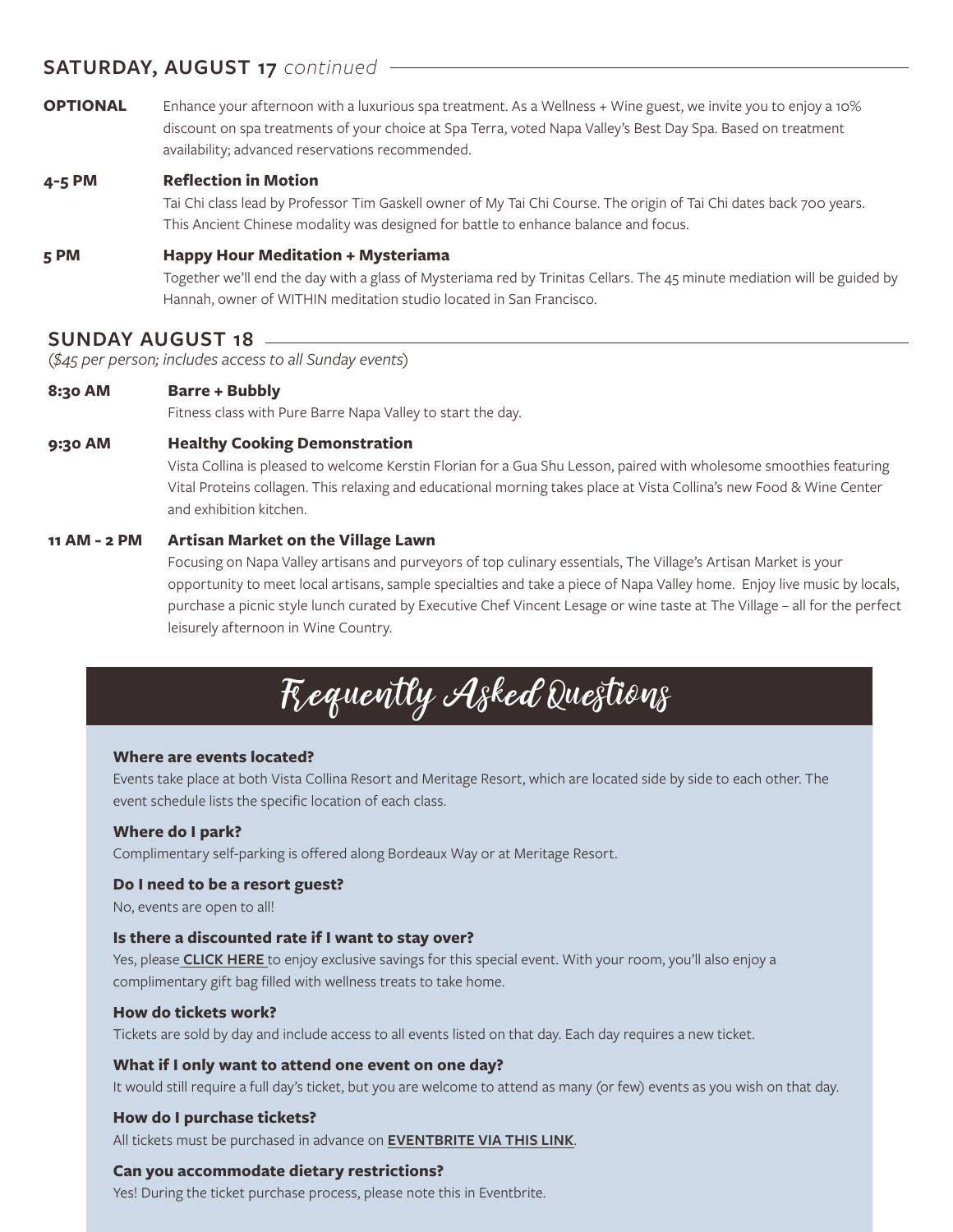## SATURDAY, AUGUST 17 *continued*

**OPTIONAL** Enhance your afternoon with a luxurious spa treatment. As a Wellness + Wine guest, we invite you to enjoy a 10% discount on spa treatments of your choice at Spa Terra, voted Napa Valley's Best Day Spa. Based on treatment availability; advanced reservations recommended.

**4-5 PM** **Reflection in Motion**
Tai Chi class lead by Professor Tim Gaskell owner of My Tai Chi Course. The origin of Tai Chi dates back 700 years. This Ancient Chinese modality was designed for battle to enhance balance and focus.

**5 PM** **Happy Hour Meditation + Mysteriama**
Together we'll end the day with a glass of Mysteriama red by Trinitas Cellars. The 45 minute mediation will be guided by Hannah, owner of WITHIN meditation studio located in San Francisco.

## SUNDAY AUGUST 18

*($45 per person; includes access to all Sunday events*)

**8:30 AM** **Barre + Bubbly**
Fitness class with Pure Barre Napa Valley to start the day.

**9:30 AM** **Healthy Cooking Demonstration**
Vista Collina is pleased to welcome Kerstin Florian for a Gua Shu Lesson, paired with wholesome smoothies featuring Vital Proteins collagen. This relaxing and educational morning takes place at Vista Collina's new Food & Wine Center and exhibition kitchen.

**11 AM - 2 PM** **Artisan Market on the Village Lawn**
Focusing on Napa Valley artisans and purveyors of top culinary essentials, The Village's Artisan Market is your opportunity to meet local artisans, sample specialties and take a piece of Napa Valley home. Enjoy live music by locals, purchase a picnic style lunch curated by Executive Chef Vincent Lesage or wine taste at The Village – all for the perfect leisurely afternoon in Wine Country.

# Frequently Asked Questions

**Where are events located?**
Events take place at both Vista Collina Resort and Meritage Resort, which are located side by side to each other. The event schedule lists the specific location of each class.

**Where do I park?**
Complimentary self-parking is offered along Bordeaux Way or at Meritage Resort.

**Do I need to be a resort guest?**
No, events are open to all!

**Is there a discounted rate if I want to stay over?**
Yes, please **CLICK HERE** to enjoy exclusive savings for this special event. With your room, you'll also enjoy a complimentary gift bag filled with wellness treats to take home.

**How do tickets work?**
Tickets are sold by day and include access to all events listed on that day. Each day requires a new ticket.

**What if I only want to attend one event on one day?**
It would still require a full day's ticket, but you are welcome to attend as many (or few) events as you wish on that day.

**How do I purchase tickets?**
All tickets must be purchased in advance on **EVENTBRITE VIA THIS LINK**.

**Can you accommodate dietary restrictions?**
Yes! During the ticket purchase process, please note this in Eventbrite.